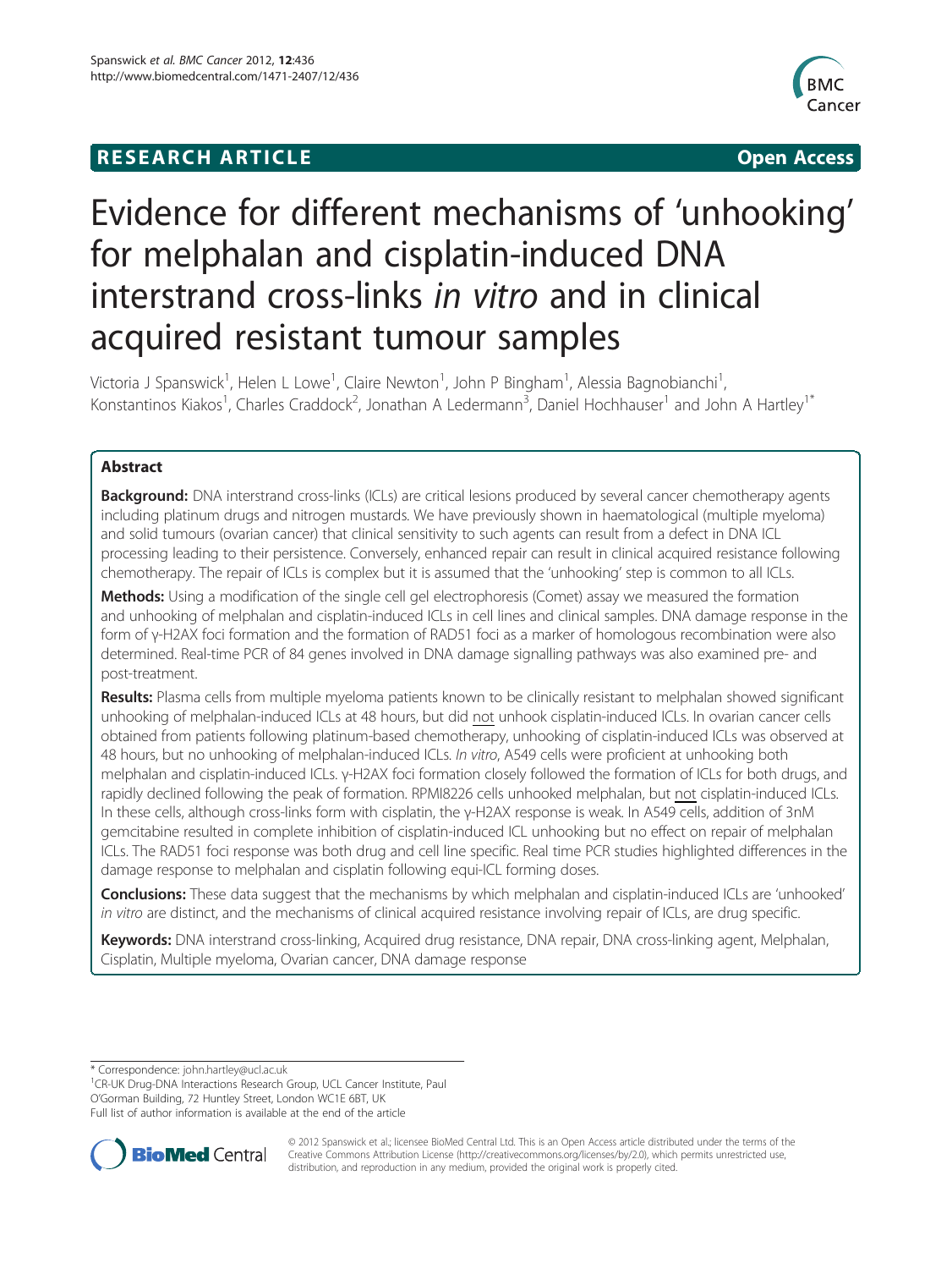**RESEARCH ARTICLE** **Open Access**

# Evidence for different mechanisms of 'unhooking' for melphalan and cisplatin-induced DNA interstrand cross-links *in vitro* and in clinical acquired resistant tumour samples

Victoria J Spanswick[1], Helen L Lowe[1], Claire Newton[1], John P Bingham[1], Alessia Bagnobianchi[1], Konstantinos Kiakos[1], Charles Craddock[2], Jonathan A Ledermann[3], Daniel Hochhauser[1] and John A Hartley[1*]

## Abstract

**Background:** DNA interstrand cross-links (ICLs) are critical lesions produced by several cancer chemotherapy agents including platinum drugs and nitrogen mustards. We have previously shown in haematological (multiple myeloma) and solid tumours (ovarian cancer) that clinical sensitivity to such agents can result from a defect in DNA ICL processing leading to their persistence. Conversely, enhanced repair can result in clinical acquired resistance following chemotherapy. The repair of ICLs is complex but it is assumed that the 'unhooking' step is common to all ICLs.

**Methods:** Using a modification of the single cell gel electrophoresis (Comet) assay we measured the formation and unhooking of melphalan and cisplatin-induced ICLs in cell lines and clinical samples. DNA damage response in the form of γ-H2AX foci formation and the formation of RAD51 foci as a marker of homologous recombination were also determined. Real-time PCR of 84 genes involved in DNA damage signalling pathways was also examined pre- and post-treatment.

**Results:** Plasma cells from multiple myeloma patients known to be clinically resistant to melphalan showed significant unhooking of melphalan-induced ICLs at 48 hours, but did not unhook cisplatin-induced ICLs. In ovarian cancer cells obtained from patients following platinum-based chemotherapy, unhooking of cisplatin-induced ICLs was observed at 48 hours, but no unhooking of melphalan-induced ICLs. *In vitro*, A549 cells were proficient at unhooking both melphalan and cisplatin-induced ICLs. γ-H2AX foci formation closely followed the formation of ICLs for both drugs, and rapidly declined following the peak of formation. RPMI8226 cells unhooked melphalan, but not cisplatin-induced ICLs. In these cells, although cross-links form with cisplatin, the γ-H2AX response is weak. In A549 cells, addition of 3nM gemcitabine resulted in complete inhibition of cisplatin-induced ICL unhooking but no effect on repair of melphalan ICLs. The RAD51 foci response was both drug and cell line specific. Real time PCR studies highlighted differences in the damage response to melphalan and cisplatin following equi-ICL forming doses.

**Conclusions:** These data suggest that the mechanisms by which melphalan and cisplatin-induced ICLs are 'unhooked' *in vitro* are distinct, and the mechanisms of clinical acquired resistance involving repair of ICLs, are drug specific.

**Keywords:** DNA interstrand cross-linking, Acquired drug resistance, DNA repair, DNA cross-linking agent, Melphalan, Cisplatin, Multiple myeloma, Ovarian cancer, DNA damage response

---

\* Correspondence: john.hartley@ucl.ac.uk

[1]CR-UK Drug-DNA Interactions Research Group, UCL Cancer Institute, Paul O'Gorman Building, 72 Huntley Street, London WC1E 6BT, UK

Full list of author information is available at the end of the article

© 2012 Spanswick et al.; licensee BioMed Central Ltd. This is an Open Access article distributed under the terms of the Creative Commons Attribution License (http://creativecommons.org/licenses/by/2.0), which permits unrestricted use, distribution, and reproduction in any medium, provided the original work is properly cited.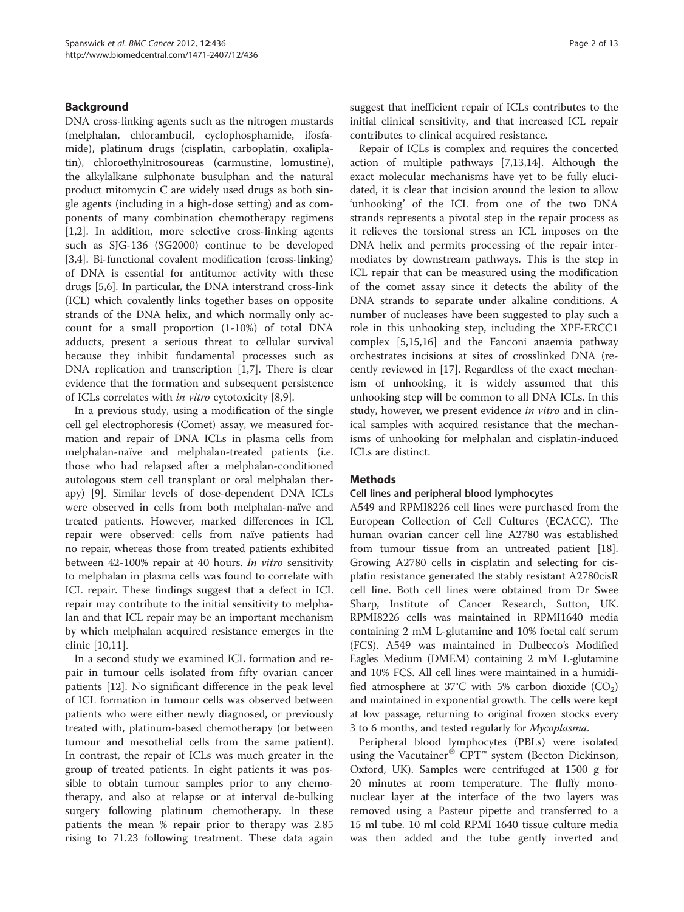## Background

DNA cross-linking agents such as the nitrogen mustards (melphalan, chlorambucil, cyclophosphamide, ifosfamide), platinum drugs (cisplatin, carboplatin, oxaliplatin), chloroethylnitrosoureas (carmustine, lomustine), the alkylalkane sulphonate busulphan and the natural product mitomycin C are widely used drugs as both single agents (including in a high-dose setting) and as components of many combination chemotherapy regimens [1,2]. In addition, more selective cross-linking agents such as SJG-136 (SG2000) continue to be developed [3,4]. Bi-functional covalent modification (cross-linking) of DNA is essential for antitumor activity with these drugs [5,6]. In particular, the DNA interstrand cross-link (ICL) which covalently links together bases on opposite strands of the DNA helix, and which normally only account for a small proportion (1-10%) of total DNA adducts, present a serious threat to cellular survival because they inhibit fundamental processes such as DNA replication and transcription [1,7]. There is clear evidence that the formation and subsequent persistence of ICLs correlates with *in vitro* cytotoxicity [8,9].

In a previous study, using a modification of the single cell gel electrophoresis (Comet) assay, we measured formation and repair of DNA ICLs in plasma cells from melphalan-naïve and melphalan-treated patients (i.e. those who had relapsed after a melphalan-conditioned autologous stem cell transplant or oral melphalan therapy) [9]. Similar levels of dose-dependent DNA ICLs were observed in cells from both melphalan-naïve and treated patients. However, marked differences in ICL repair were observed: cells from naïve patients had no repair, whereas those from treated patients exhibited between 42-100% repair at 40 hours. *In vitro* sensitivity to melphalan in plasma cells was found to correlate with ICL repair. These findings suggest that a defect in ICL repair may contribute to the initial sensitivity to melphalan and that ICL repair may be an important mechanism by which melphalan acquired resistance emerges in the clinic [10,11].

In a second study we examined ICL formation and repair in tumour cells isolated from fifty ovarian cancer patients [12]. No significant difference in the peak level of ICL formation in tumour cells was observed between patients who were either newly diagnosed, or previously treated with, platinum-based chemotherapy (or between tumour and mesothelial cells from the same patient). In contrast, the repair of ICLs was much greater in the group of treated patients. In eight patients it was possible to obtain tumour samples prior to any chemotherapy, and also at relapse or at interval de-bulking surgery following platinum chemotherapy. In these patients the mean % repair prior to therapy was 2.85 rising to 71.23 following treatment. These data again suggest that inefficient repair of ICLs contributes to the initial clinical sensitivity, and that increased ICL repair contributes to clinical acquired resistance.

Repair of ICLs is complex and requires the concerted action of multiple pathways [7,13,14]. Although the exact molecular mechanisms have yet to be fully elucidated, it is clear that incision around the lesion to allow 'unhooking' of the ICL from one of the two DNA strands represents a pivotal step in the repair process as it relieves the torsional stress an ICL imposes on the DNA helix and permits processing of the repair intermediates by downstream pathways. This is the step in ICL repair that can be measured using the modification of the comet assay since it detects the ability of the DNA strands to separate under alkaline conditions. A number of nucleases have been suggested to play such a role in this unhooking step, including the XPF-ERCC1 complex [5,15,16] and the Fanconi anaemia pathway orchestrates incisions at sites of crosslinked DNA (recently reviewed in [17]. Regardless of the exact mechanism of unhooking, it is widely assumed that this unhooking step will be common to all DNA ICLs. In this study, however, we present evidence *in vitro* and in clinical samples with acquired resistance that the mechanisms of unhooking for melphalan and cisplatin-induced ICLs are distinct.

## Methods

### Cell lines and peripheral blood lymphocytes

A549 and RPMI8226 cell lines were purchased from the European Collection of Cell Cultures (ECACC). The human ovarian cancer cell line A2780 was established from tumour tissue from an untreated patient [18]. Growing A2780 cells in cisplatin and selecting for cisplatin resistance generated the stably resistant A2780cisR cell line. Both cell lines were obtained from Dr Swee Sharp, Institute of Cancer Research, Sutton, UK. RPMI8226 cells was maintained in RPMI1640 media containing 2 mM L-glutamine and 10% foetal calf serum (FCS). A549 was maintained in Dulbecco's Modified Eagles Medium (DMEM) containing 2 mM L-glutamine and 10% FCS. All cell lines were maintained in a humidified atmosphere at 37°C with 5% carbon dioxide ($CO_2$) and maintained in exponential growth. The cells were kept at low passage, returning to original frozen stocks every 3 to 6 months, and tested regularly for *Mycoplasma.*

Peripheral blood lymphocytes (PBLs) were isolated using the Vacutainer® CPT™ system (Becton Dickinson, Oxford, UK). Samples were centrifuged at 1500 g for 20 minutes at room temperature. The fluffy mononuclear layer at the interface of the two layers was removed using a Pasteur pipette and transferred to a 15 ml tube. 10 ml cold RPMI 1640 tissue culture media was then added and the tube gently inverted and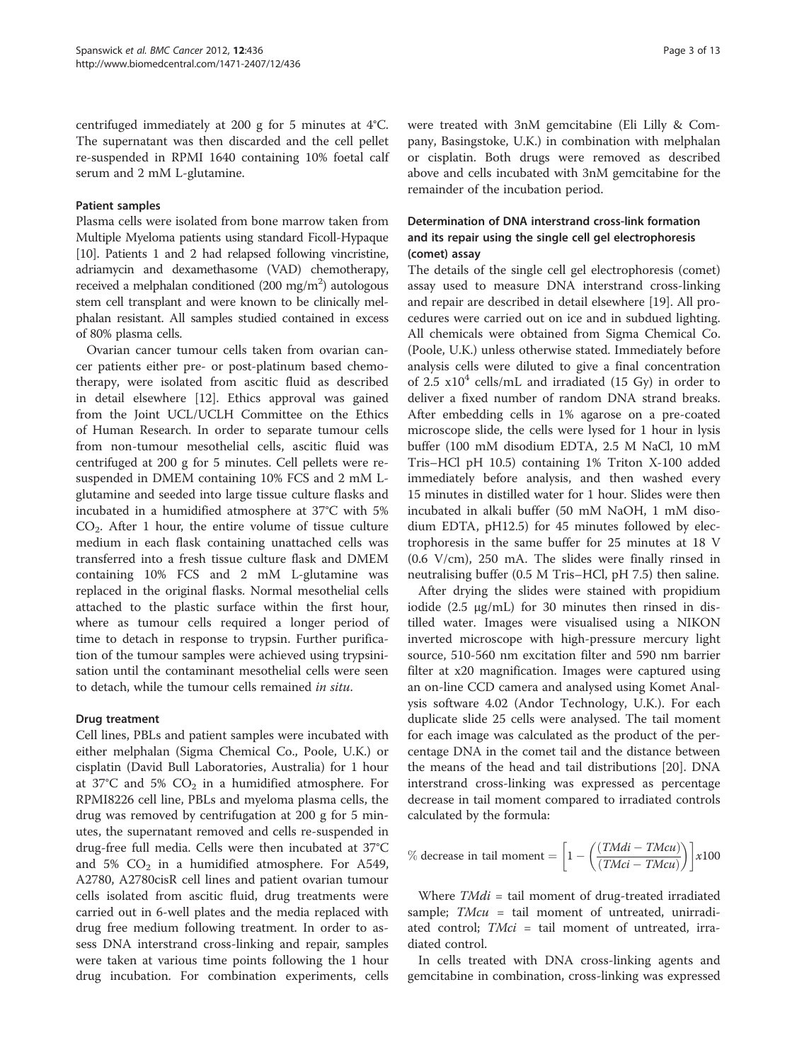centrifuged immediately at 200 g for 5 minutes at 4°C. The supernatant was then discarded and the cell pellet re-suspended in RPMI 1640 containing 10% foetal calf serum and 2 mM L-glutamine.

#### Patient samples

Plasma cells were isolated from bone marrow taken from Multiple Myeloma patients using standard Ficoll-Hypaque [10]. Patients 1 and 2 had relapsed following vincristine, adriamycin and dexamethasome (VAD) chemotherapy, received a melphalan conditioned (200 mg/m$^2$) autologous stem cell transplant and were known to be clinically melphalan resistant. All samples studied contained in excess of 80% plasma cells.

Ovarian cancer tumour cells taken from ovarian cancer patients either pre- or post-platinum based chemotherapy, were isolated from ascitic fluid as described in detail elsewhere [12]. Ethics approval was gained from the Joint UCL/UCLH Committee on the Ethics of Human Research. In order to separate tumour cells from non-tumour mesothelial cells, ascitic fluid was centrifuged at 200 g for 5 minutes. Cell pellets were resuspended in DMEM containing 10% FCS and 2 mM L-glutamine and seeded into large tissue culture flasks and incubated in a humidified atmosphere at 37°C with 5% $CO_2$. After 1 hour, the entire volume of tissue culture medium in each flask containing unattached cells was transferred into a fresh tissue culture flask and DMEM containing 10% FCS and 2 mM L-glutamine was replaced in the original flasks. Normal mesothelial cells attached to the plastic surface within the first hour, where as tumour cells required a longer period of time to detach in response to trypsin. Further purification of the tumour samples were achieved using trypsinisation until the contaminant mesothelial cells were seen to detach, while the tumour cells remained *in situ*.

#### Drug treatment

Cell lines, PBLs and patient samples were incubated with either melphalan (Sigma Chemical Co., Poole, U.K.) or cisplatin (David Bull Laboratories, Australia) for 1 hour at 37°C and 5% $CO_2$ in a humidified atmosphere. For RPMI8226 cell line, PBLs and myeloma plasma cells, the drug was removed by centrifugation at 200 g for 5 minutes, the supernatant removed and cells re-suspended in drug-free full media. Cells were then incubated at 37°C and 5% $CO_2$ in a humidified atmosphere. For A549, A2780, A2780cisR cell lines and patient ovarian tumour cells isolated from ascitic fluid, drug treatments were carried out in 6-well plates and the media replaced with drug free medium following treatment. In order to assess DNA interstrand cross-linking and repair, samples were taken at various time points following the 1 hour drug incubation. For combination experiments, cells were treated with 3nM gemcitabine (Eli Lilly & Company, Basingstoke, U.K.) in combination with melphalan or cisplatin. Both drugs were removed as described above and cells incubated with 3nM gemcitabine for the remainder of the incubation period.

#### Determination of DNA interstrand cross-link formation and its repair using the single cell gel electrophoresis (comet) assay

The details of the single cell gel electrophoresis (comet) assay used to measure DNA interstrand cross-linking and repair are described in detail elsewhere [19]. All procedures were carried out on ice and in subdued lighting. All chemicals were obtained from Sigma Chemical Co. (Poole, U.K.) unless otherwise stated. Immediately before analysis cells were diluted to give a final concentration of 2.5 x10$^4$ cells/mL and irradiated (15 Gy) in order to deliver a fixed number of random DNA strand breaks. After embedding cells in 1% agarose on a pre-coated microscope slide, the cells were lysed for 1 hour in lysis buffer (100 mM disodium EDTA, 2.5 M NaCl, 10 mM Tris–HCl pH 10.5) containing 1% Triton X-100 added immediately before analysis, and then washed every 15 minutes in distilled water for 1 hour. Slides were then incubated in alkali buffer (50 mM NaOH, 1 mM disodium EDTA, pH12.5) for 45 minutes followed by electrophoresis in the same buffer for 25 minutes at 18 V (0.6 V/cm), 250 mA. The slides were finally rinsed in neutralising buffer (0.5 M Tris–HCl, pH 7.5) then saline.

After drying the slides were stained with propidium iodide (2.5 μg/mL) for 30 minutes then rinsed in distilled water. Images were visualised using a NIKON inverted microscope with high-pressure mercury light source, 510-560 nm excitation filter and 590 nm barrier filter at x20 magnification. Images were captured using an on-line CCD camera and analysed using Komet Analysis software 4.02 (Andor Technology, U.K.). For each duplicate slide 25 cells were analysed. The tail moment for each image was calculated as the product of the percentage DNA in the comet tail and the distance between the means of the head and tail distributions [20]. DNA interstrand cross-linking was expressed as percentage decrease in tail moment compared to irradiated controls calculated by the formula:

$$\%\text{ decrease in tail moment} = \left[1 - \left(\frac{(TMdi - TMcu)}{(TMci - TMcu)}\right)\right] x100$$

Where $TMdi$ = tail moment of drug-treated irradiated sample; $TMcu$ = tail moment of untreated, unirradiated control; $TMci$ = tail moment of untreated, irradiated control.

In cells treated with DNA cross-linking agents and gemcitabine in combination, cross-linking was expressed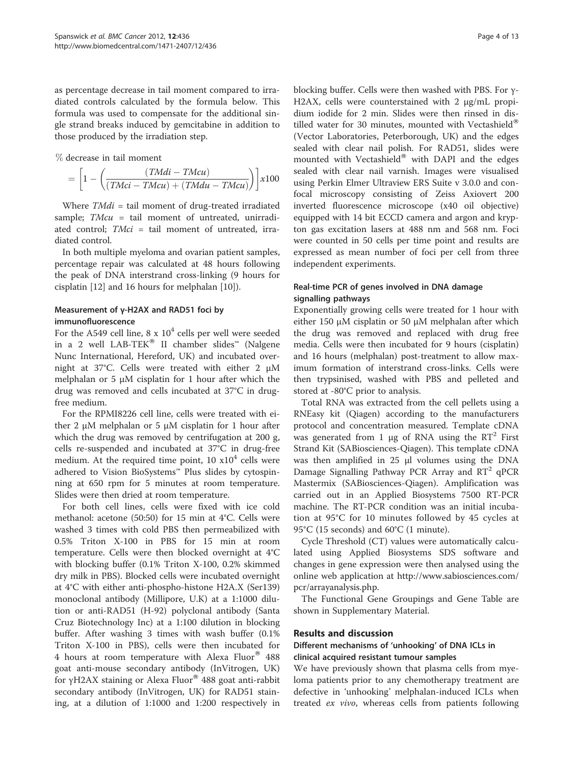as percentage decrease in tail moment compared to irradiated controls calculated by the formula below. This formula was used to compensate for the additional single strand breaks induced by gemcitabine in addition to those produced by the irradiation step.

$$\% \text{ decrease in tail moment} = \left[1 - \left(\frac{(TMdi - TMcu)}{(TMci - TMcu) + (TMdu - TMcu)}\right)\right] x100$$

Where $TMdi$ = tail moment of drug-treated irradiated sample; $TMcu$ = tail moment of untreated, unirradiated control; $TMci$ = tail moment of untreated, irradiated control.

In both multiple myeloma and ovarian patient samples, percentage repair was calculated at 48 hours following the peak of DNA interstrand cross-linking (9 hours for cisplatin [12] and 16 hours for melphalan [10]).

### Measurement of γ-H2AX and RAD51 foci by immunofluorescence

For the A549 cell line, 8 x $10^4$ cells per well were seeded in a 2 well LAB-TEK® II chamber slides™ (Nalgene Nunc International, Hereford, UK) and incubated overnight at 37°C. Cells were treated with either 2 μM melphalan or 5 μM cisplatin for 1 hour after which the drug was removed and cells incubated at 37°C in drug-free medium.

For the RPMI8226 cell line, cells were treated with either 2 μM melphalan or 5 μM cisplatin for 1 hour after which the drug was removed by centrifugation at 200 g, cells re-suspended and incubated at 37°C in drug-free medium. At the required time point, 10 x$10^4$ cells were adhered to Vision BioSystems™ Plus slides by cytospinning at 650 rpm for 5 minutes at room temperature. Slides were then dried at room temperature.

For both cell lines, cells were fixed with ice cold methanol: acetone (50:50) for 15 min at 4°C. Cells were washed 3 times with cold PBS then permeabilized with 0.5% Triton X-100 in PBS for 15 min at room temperature. Cells were then blocked overnight at 4°C with blocking buffer (0.1% Triton X-100, 0.2% skimmed dry milk in PBS). Blocked cells were incubated overnight at 4°C with either anti-phospho-histone H2A.X (Ser139) monoclonal antibody (Millipore, U.K) at a 1:1000 dilution or anti-RAD51 (H-92) polyclonal antibody (Santa Cruz Biotechnology Inc) at a 1:100 dilution in blocking buffer. After washing 3 times with wash buffer (0.1% Triton X-100 in PBS), cells were then incubated for 4 hours at room temperature with Alexa Fluor® 488 goat anti-mouse secondary antibody (InVitrogen, UK) for γH2AX staining or Alexa Fluor® 488 goat anti-rabbit secondary antibody (InVitrogen, UK) for RAD51 staining, at a dilution of 1:1000 and 1:200 respectively in blocking buffer. Cells were then washed with PBS. For γ-H2AX, cells were counterstained with 2 μg/mL propidium iodide for 2 min. Slides were then rinsed in distilled water for 30 minutes, mounted with Vectashield® (Vector Laboratories, Peterborough, UK) and the edges sealed with clear nail polish. For RAD51, slides were mounted with Vectashield® with DAPI and the edges sealed with clear nail varnish. Images were visualised using Perkin Elmer Ultraview ERS Suite v 3.0.0 and confocal microscopy consisting of Zeiss Axiovert 200 inverted fluorescence microscope (x40 oil objective) equipped with 14 bit ECCD camera and argon and krypton gas excitation lasers at 488 nm and 568 nm. Foci were counted in 50 cells per time point and results are expressed as mean number of foci per cell from three independent experiments.

### Real-time PCR of genes involved in DNA damage signalling pathways

Exponentially growing cells were treated for 1 hour with either 150 μM cisplatin or 50 μM melphalan after which the drug was removed and replaced with drug free media. Cells were then incubated for 9 hours (cisplatin) and 16 hours (melphalan) post-treatment to allow maximum formation of interstrand cross-links. Cells were then trypsinised, washed with PBS and pelleted and stored at -80°C prior to analysis.

Total RNA was extracted from the cell pellets using a RNEasy kit (Qiagen) according to the manufacturers protocol and concentration measured. Template cDNA was generated from 1 μg of RNA using the $RT^2$ First Strand Kit (SABiosciences-Qiagen). This template cDNA was then amplified in 25 μl volumes using the DNA Damage Signalling Pathway PCR Array and $RT^2$ qPCR Mastermix (SABiosciences-Qiagen). Amplification was carried out in an Applied Biosystems 7500 RT-PCR machine. The RT-PCR condition was an initial incubation at 95°C for 10 minutes followed by 45 cycles at 95°C (15 seconds) and 60°C (1 minute).

Cycle Threshold (CT) values were automatically calculated using Applied Biosystems SDS software and changes in gene expression were then analysed using the online web application at http://www.sabiosciences.com/pcr/arrayanalysis.php.

The Functional Gene Groupings and Gene Table are shown in Supplementary Material.

## Results and discussion

### Different mechanisms of 'unhooking' of DNA ICLs in clinical acquired resistant tumour samples

We have previously shown that plasma cells from myeloma patients prior to any chemotherapy treatment are defective in 'unhooking' melphalan-induced ICLs when treated *ex vivo*, whereas cells from patients following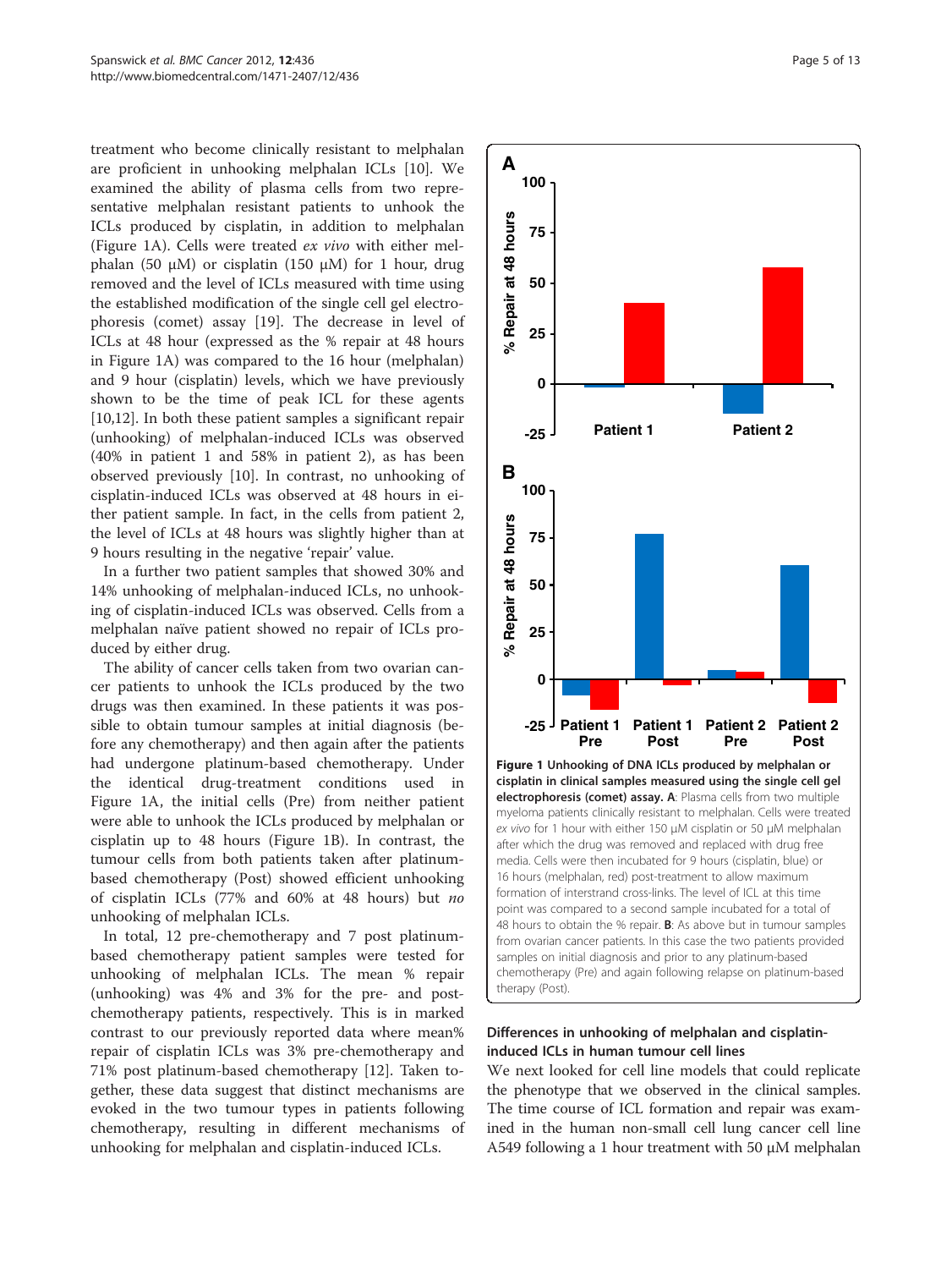treatment who become clinically resistant to melphalan are proficient in unhooking melphalan ICLs [10]. We examined the ability of plasma cells from two representative melphalan resistant patients to unhook the ICLs produced by cisplatin, in addition to melphalan (Figure 1A). Cells were treated *ex vivo* with either melphalan (50 μM) or cisplatin (150 μM) for 1 hour, drug removed and the level of ICLs measured with time using the established modification of the single cell gel electrophoresis (comet) assay [19]. The decrease in level of ICLs at 48 hour (expressed as the % repair at 48 hours in Figure 1A) was compared to the 16 hour (melphalan) and 9 hour (cisplatin) levels, which we have previously shown to be the time of peak ICL for these agents [10,12]. In both these patient samples a significant repair (unhooking) of melphalan-induced ICLs was observed (40% in patient 1 and 58% in patient 2), as has been observed previously [10]. In contrast, no unhooking of cisplatin-induced ICLs was observed at 48 hours in either patient sample. In fact, in the cells from patient 2, the level of ICLs at 48 hours was slightly higher than at 9 hours resulting in the negative 'repair' value.

In a further two patient samples that showed 30% and 14% unhooking of melphalan-induced ICLs, no unhooking of cisplatin-induced ICLs was observed. Cells from a melphalan naïve patient showed no repair of ICLs produced by either drug.

The ability of cancer cells taken from two ovarian cancer patients to unhook the ICLs produced by the two drugs was then examined. In these patients it was possible to obtain tumour samples at initial diagnosis (before any chemotherapy) and then again after the patients had undergone platinum-based chemotherapy. Under the identical drug-treatment conditions used in Figure 1A, the initial cells (Pre) from neither patient were able to unhook the ICLs produced by melphalan or cisplatin up to 48 hours (Figure 1B). In contrast, the tumour cells from both patients taken after platinum-based chemotherapy (Post) showed efficient unhooking of cisplatin ICLs (77% and 60% at 48 hours) but *no* unhooking of melphalan ICLs.

In total, 12 pre-chemotherapy and 7 post platinum-based chemotherapy patient samples were tested for unhooking of melphalan ICLs. The mean % repair (unhooking) was 4% and 3% for the pre- and post-chemotherapy patients, respectively. This is in marked contrast to our previously reported data where mean% repair of cisplatin ICLs was 3% pre-chemotherapy and 71% post platinum-based chemotherapy [12]. Taken together, these data suggest that distinct mechanisms are evoked in the two tumour types in patients following chemotherapy, resulting in different mechanisms of unhooking for melphalan and cisplatin-induced ICLs.

**Figure 1 Unhooking of DNA ICLs produced by melphalan or cisplatin in clinical samples measured using the single cell gel electrophoresis (comet) assay. A**: Plasma cells from two multiple myeloma patients clinically resistant to melphalan. Cells were treated *ex vivo* for 1 hour with either 150 μM cisplatin or 50 μM melphalan after which the drug was removed and replaced with drug free media. Cells were then incubated for 9 hours (cisplatin, blue) or 16 hours (melphalan, red) post-treatment to allow maximum formation of interstrand cross-links. The level of ICL at this time point was compared to a second sample incubated for a total of 48 hours to obtain the % repair. **B**: As above but in tumour samples from ovarian cancer patients. In this case the two patients provided samples on initial diagnosis and prior to any platinum-based chemotherapy (Pre) and again following relapse on platinum-based therapy (Post).

## Differences in unhooking of melphalan and cisplatin-induced ICLs in human tumour cell lines

We next looked for cell line models that could replicate the phenotype that we observed in the clinical samples. The time course of ICL formation and repair was examined in the human non-small cell lung cancer cell line A549 following a 1 hour treatment with 50 μM melphalan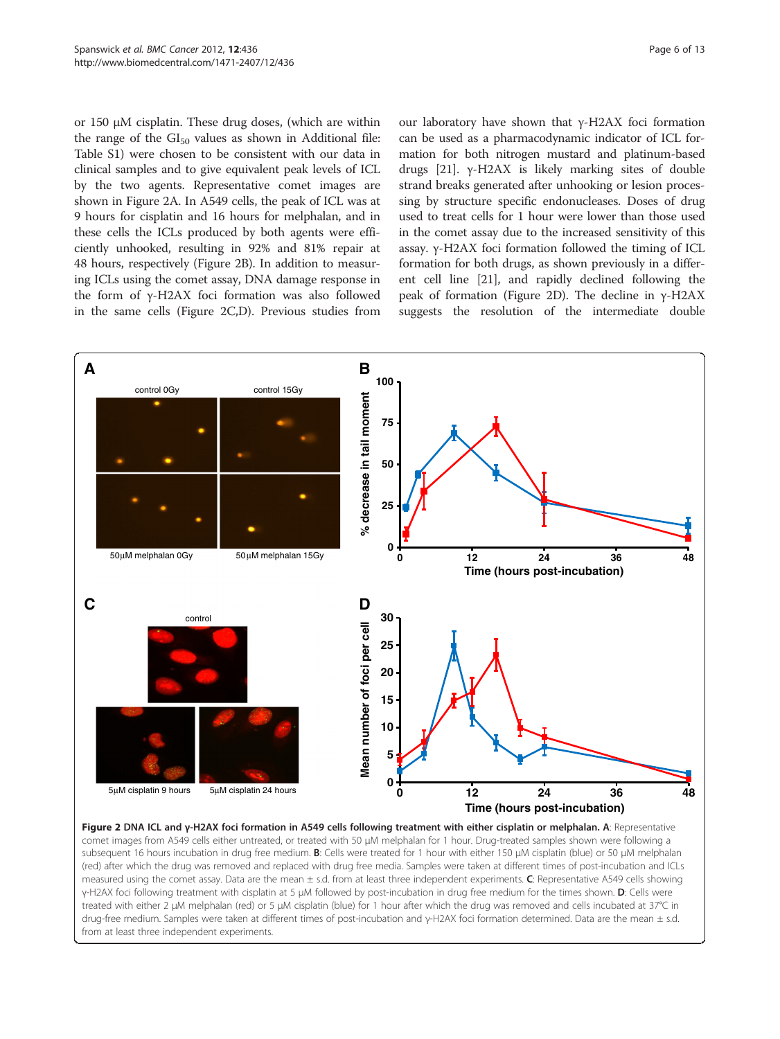or 150 μM cisplatin. These drug doses, (which are within the range of the $GI_{50}$ values as shown in Additional file: Table S1) were chosen to be consistent with our data in clinical samples and to give equivalent peak levels of ICL by the two agents. Representative comet images are shown in Figure 2A. In A549 cells, the peak of ICL was at 9 hours for cisplatin and 16 hours for melphalan, and in these cells the ICLs produced by both agents were efficiently unhooked, resulting in 92% and 81% repair at 48 hours, respectively (Figure 2B). In addition to measuring ICLs using the comet assay, DNA damage response in the form of γ-H2AX foci formation was also followed in the same cells (Figure 2C,D). Previous studies from our laboratory have shown that γ-H2AX foci formation can be used as a pharmacodynamic indicator of ICL formation for both nitrogen mustard and platinum-based drugs [21]. γ-H2AX is likely marking sites of double strand breaks generated after unhooking or lesion processing by structure specific endonucleases. Doses of drug used to treat cells for 1 hour were lower than those used in the comet assay due to the increased sensitivity of this assay. γ-H2AX foci formation followed the timing of ICL formation for both drugs, as shown previously in a different cell line [21], and rapidly declined following the peak of formation (Figure 2D). The decline in γ-H2AX suggests the resolution of the intermediate double

**Figure 2 DNA ICL and γ-H2AX foci formation in A549 cells following treatment with either cisplatin or melphalan.** **A**: Representative comet images from A549 cells either untreated, or treated with 50 μM melphalan for 1 hour. Drug-treated samples shown were following a subsequent 16 hours incubation in drug free medium. **B**: Cells were treated for 1 hour with either 150 μM cisplatin (blue) or 50 μM melphalan (red) after which the drug was removed and replaced with drug free media. Samples were taken at different times of post-incubation and ICLs measured using the comet assay. Data are the mean ± s.d. from at least three independent experiments. **C**: Representative A549 cells showing γ-H2AX foci following treatment with cisplatin at 5 μM followed by post-incubation in drug free medium for the times shown. **D**: Cells were treated with either 2 μM melphalan (red) or 5 μM cisplatin (blue) for 1 hour after which the drug was removed and cells incubated at 37°C in drug-free medium. Samples were taken at different times of post-incubation and γ-H2AX foci formation determined. Data are the mean ± s.d. from at least three independent experiments.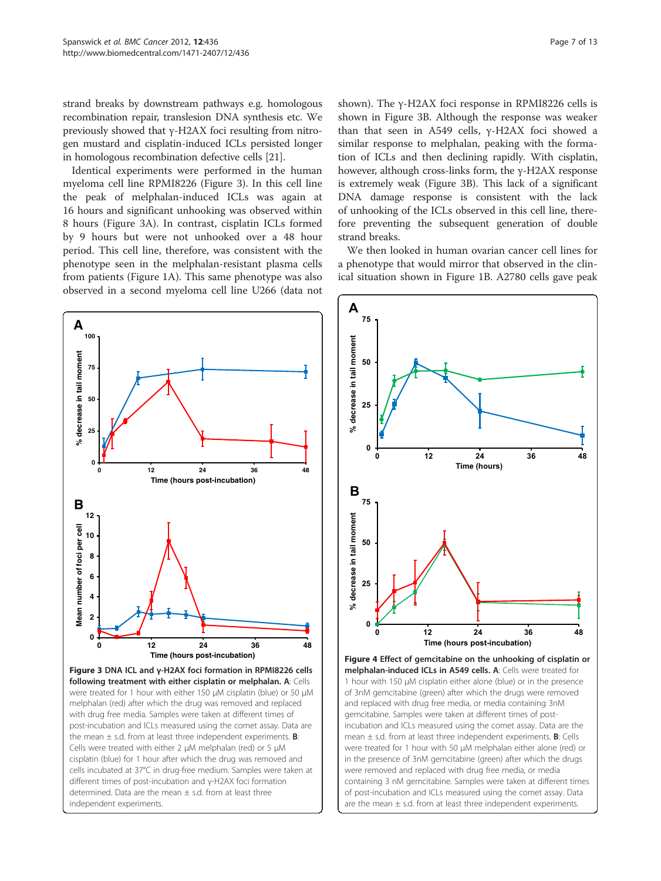strand breaks by downstream pathways e.g. homologous recombination repair, translesion DNA synthesis etc. We previously showed that γ-H2AX foci resulting from nitrogen mustard and cisplatin-induced ICLs persisted longer in homologous recombination defective cells [21].

Identical experiments were performed in the human myeloma cell line RPMI8226 (Figure 3). In this cell line the peak of melphalan-induced ICLs was again at 16 hours and significant unhooking was observed within 8 hours (Figure 3A). In contrast, cisplatin ICLs formed by 9 hours but were not unhooked over a 48 hour period. This cell line, therefore, was consistent with the phenotype seen in the melphalan-resistant plasma cells from patients (Figure 1A). This same phenotype was also observed in a second myeloma cell line U266 (data not shown). The γ-H2AX foci response in RPMI8226 cells is shown in Figure 3B. Although the response was weaker than that seen in A549 cells, γ-H2AX foci showed a similar response to melphalan, peaking with the formation of ICLs and then declining rapidly. With cisplatin, however, although cross-links form, the γ-H2AX response is extremely weak (Figure 3B). This lack of a significant DNA damage response is consistent with the lack of unhooking of the ICLs observed in this cell line, therefore preventing the subsequent generation of double strand breaks.

We then looked in human ovarian cancer cell lines for a phenotype that would mirror that observed in the clinical situation shown in Figure 1B. A2780 cells gave peak

**Figure 3 DNA ICL and γ-H2AX foci formation in RPMI8226 cells following treatment with either cisplatin or melphalan. A**: Cells were treated for 1 hour with either 150 μM cisplatin (blue) or 50 μM melphalan (red) after which the drug was removed and replaced with drug free media. Samples were taken at different times of post-incubation and ICLs measured using the comet assay. Data are the mean ± s.d. from at least three independent experiments. **B**: Cells were treated with either 2 μM melphalan (red) or 5 μM cisplatin (blue) for 1 hour after which the drug was removed and cells incubated at 37°C in drug-free medium. Samples were taken at different times of post-incubation and γ-H2AX foci formation determined. Data are the mean ± s.d. from at least three independent experiments.

**Figure 4 Effect of gemcitabine on the unhooking of cisplatin or melphalan-induced ICLs in A549 cells. A**: Cells were treated for 1 hour with 150 μM cisplatin either alone (blue) or in the presence of 3nM gemcitabine (green) after which the drugs were removed and replaced with drug free media, or media containing 3nM gemcitabine. Samples were taken at different times of post-incubation and ICLs measured using the comet assay. Data are the mean ± s.d. from at least three independent experiments. **B**: Cells were treated for 1 hour with 50 μM melphalan either alone (red) or in the presence of 3nM gemcitabine (green) after which the drugs were removed and replaced with drug free media, or media containing 3 nM gemcitabine. Samples were taken at different times of post-incubation and ICLs measured using the comet assay. Data are the mean ± s.d. from at least three independent experiments.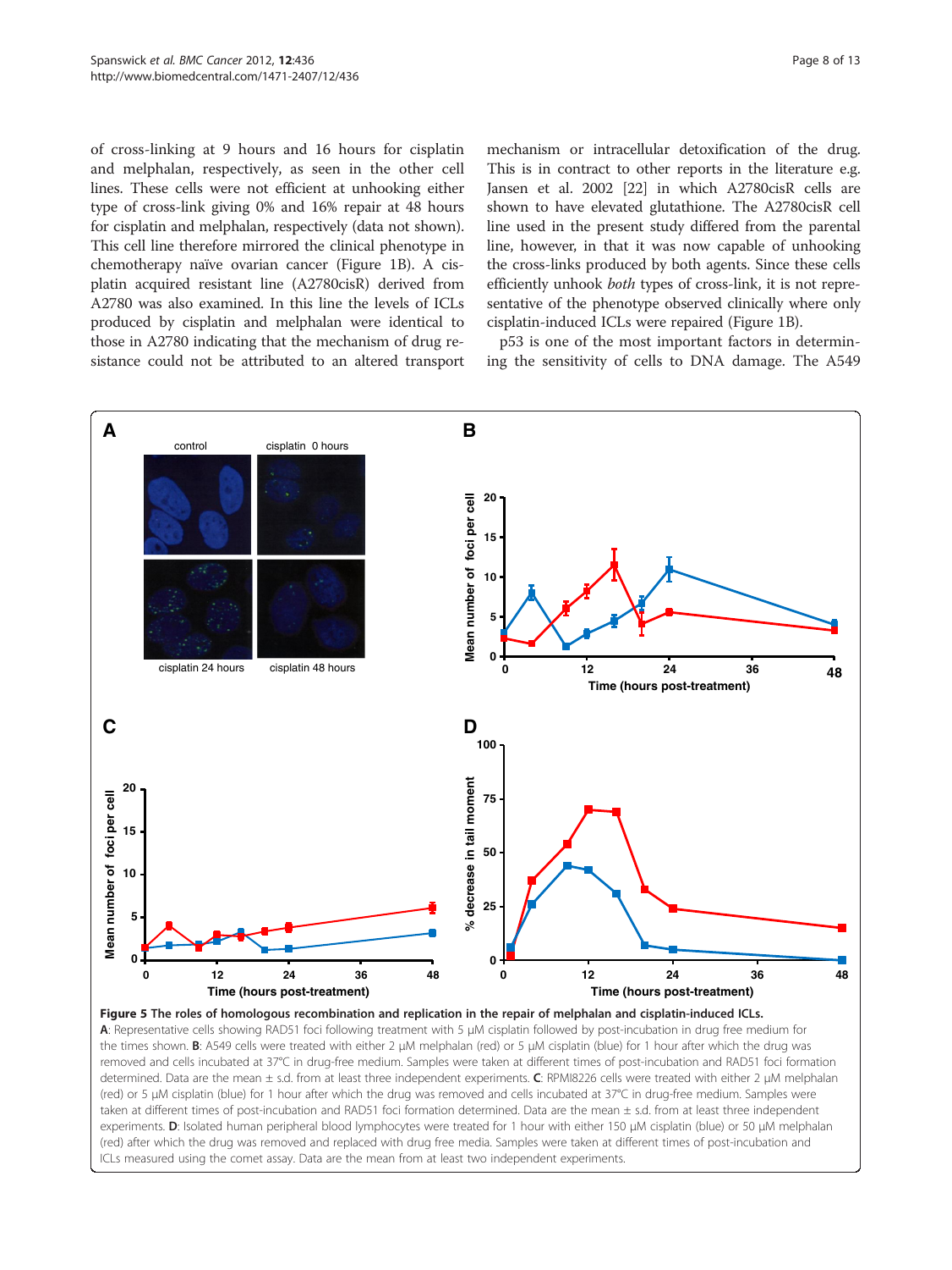of cross-linking at 9 hours and 16 hours for cisplatin and melphalan, respectively, as seen in the other cell lines. These cells were not efficient at unhooking either type of cross-link giving 0% and 16% repair at 48 hours for cisplatin and melphalan, respectively (data not shown). This cell line therefore mirrored the clinical phenotype in chemotherapy naïve ovarian cancer (Figure 1B). A cisplatin acquired resistant line (A2780cisR) derived from A2780 was also examined. In this line the levels of ICLs produced by cisplatin and melphalan were identical to those in A2780 indicating that the mechanism of drug resistance could not be attributed to an altered transport mechanism or intracellular detoxification of the drug. This is in contract to other reports in the literature e.g. Jansen et al. 2002 [22] in which A2780cisR cells are shown to have elevated glutathione. The A2780cisR cell line used in the present study differed from the parental line, however, in that it was now capable of unhooking the cross-links produced by both agents. Since these cells efficiently unhook *both* types of cross-link, it is not representative of the phenotype observed clinically where only cisplatin-induced ICLs were repaired (Figure 1B).

p53 is one of the most important factors in determining the sensitivity of cells to DNA damage. The A549

**Figure 5 The roles of homologous recombination and replication in the repair of melphalan and cisplatin-induced ICLs.** **A**: Representative cells showing RAD51 foci following treatment with 5 μM cisplatin followed by post-incubation in drug free medium for the times shown. **B**: A549 cells were treated with either 2 μM melphalan (red) or 5 μM cisplatin (blue) for 1 hour after which the drug was removed and cells incubated at 37°C in drug-free medium. Samples were taken at different times of post-incubation and RAD51 foci formation determined. Data are the mean ± s.d. from at least three independent experiments. **C**: RPMI8226 cells were treated with either 2 μM melphalan (red) or 5 μM cisplatin (blue) for 1 hour after which the drug was removed and cells incubated at 37°C in drug-free medium. Samples were taken at different times of post-incubation and RAD51 foci formation determined. Data are the mean ± s.d. from at least three independent experiments. **D**: Isolated human peripheral blood lymphocytes were treated for 1 hour with either 150 μM cisplatin (blue) or 50 μM melphalan (red) after which the drug was removed and replaced with drug free media. Samples were taken at different times of post-incubation and ICLs measured using the comet assay. Data are the mean from at least two independent experiments.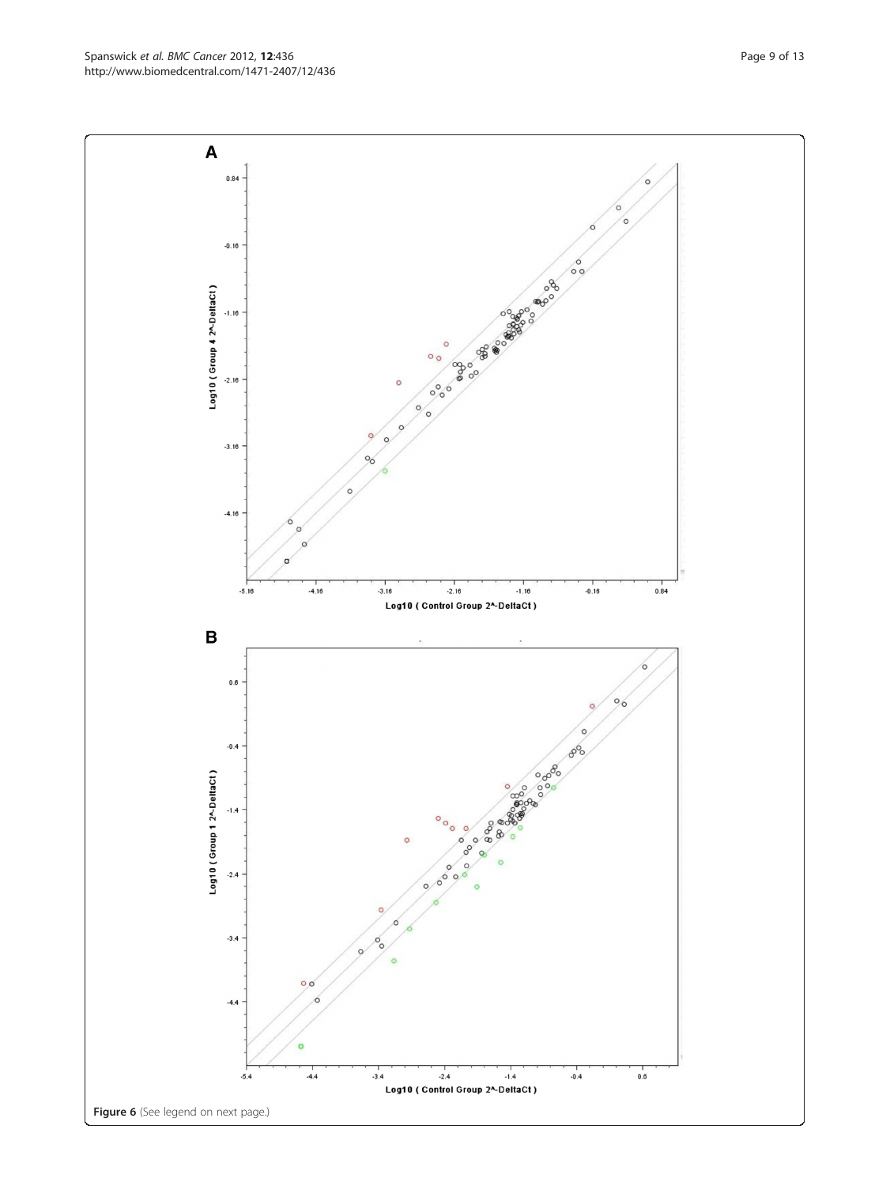Figure 6 (See legend on next page.)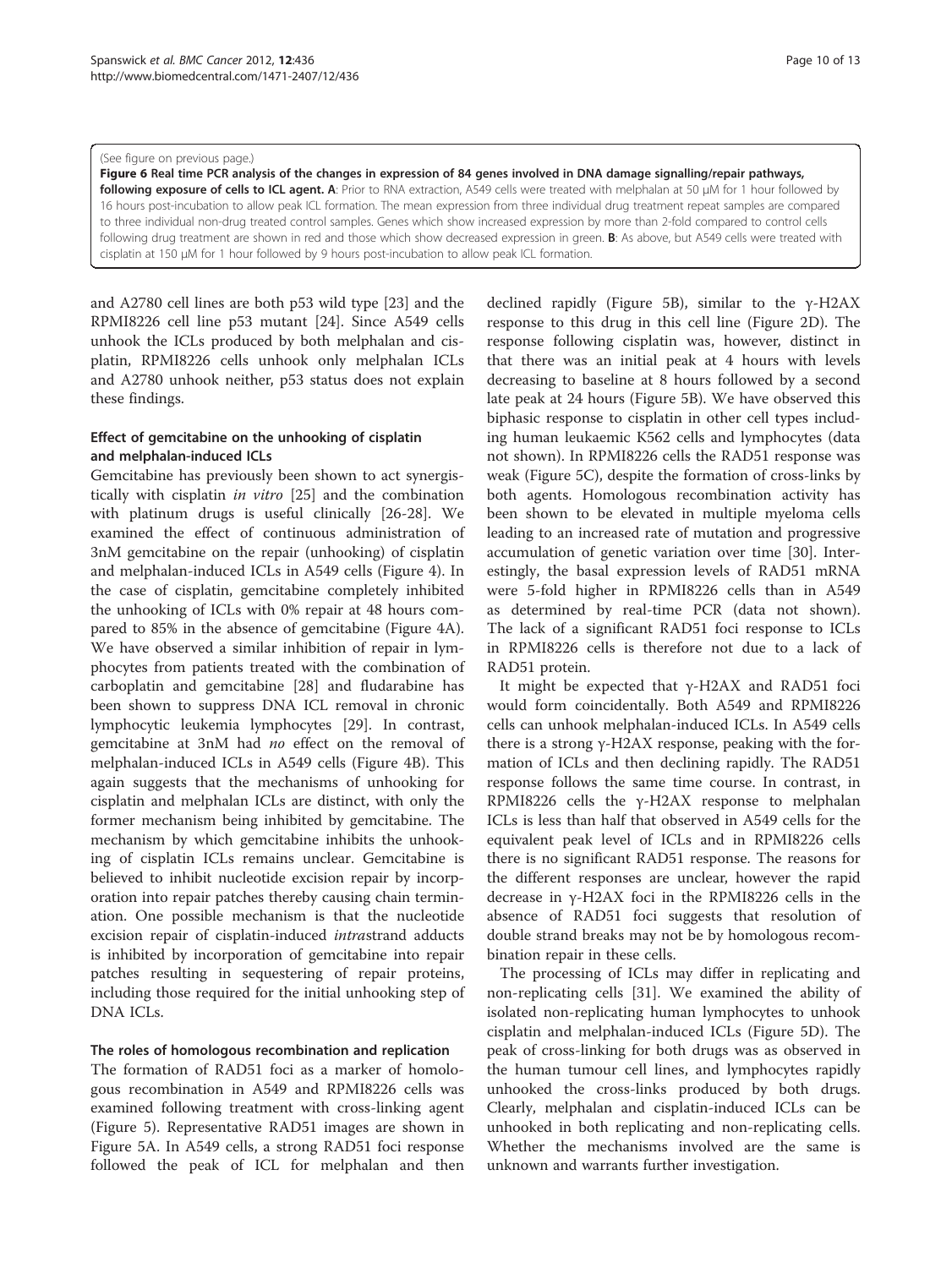(See figure on previous page.)

**Figure 6 Real time PCR analysis of the changes in expression of 84 genes involved in DNA damage signalling/repair pathways, following exposure of cells to ICL agent. A**: Prior to RNA extraction, A549 cells were treated with melphalan at 50 μM for 1 hour followed by 16 hours post-incubation to allow peak ICL formation. The mean expression from three individual drug treatment repeat samples are compared to three individual non-drug treated control samples. Genes which show increased expression by more than 2-fold compared to control cells following drug treatment are shown in red and those which show decreased expression in green. **B**: As above, but A549 cells were treated with cisplatin at 150 μM for 1 hour followed by 9 hours post-incubation to allow peak ICL formation.

and A2780 cell lines are both p53 wild type [23] and the RPMI8226 cell line p53 mutant [24]. Since A549 cells unhook the ICLs produced by both melphalan and cisplatin, RPMI8226 cells unhook only melphalan ICLs and A2780 unhook neither, p53 status does not explain these findings.

### Effect of gemcitabine on the unhooking of cisplatin and melphalan-induced ICLs

Gemcitabine has previously been shown to act synergistically with cisplatin *in vitro* [25] and the combination with platinum drugs is useful clinically [26-28]. We examined the effect of continuous administration of 3nM gemcitabine on the repair (unhooking) of cisplatin and melphalan-induced ICLs in A549 cells (Figure 4). In the case of cisplatin, gemcitabine completely inhibited the unhooking of ICLs with 0% repair at 48 hours compared to 85% in the absence of gemcitabine (Figure 4A). We have observed a similar inhibition of repair in lymphocytes from patients treated with the combination of carboplatin and gemcitabine [28] and fludarabine has been shown to suppress DNA ICL removal in chronic lymphocytic leukemia lymphocytes [29]. In contrast, gemcitabine at 3nM had *no* effect on the removal of melphalan-induced ICLs in A549 cells (Figure 4B). This again suggests that the mechanisms of unhooking for cisplatin and melphalan ICLs are distinct, with only the former mechanism being inhibited by gemcitabine. The mechanism by which gemcitabine inhibits the unhooking of cisplatin ICLs remains unclear. Gemcitabine is believed to inhibit nucleotide excision repair by incorporation into repair patches thereby causing chain termination. One possible mechanism is that the nucleotide excision repair of cisplatin-induced *intra*strand adducts is inhibited by incorporation of gemcitabine into repair patches resulting in sequestering of repair proteins, including those required for the initial unhooking step of DNA ICLs.

### The roles of homologous recombination and replication

The formation of RAD51 foci as a marker of homologous recombination in A549 and RPMI8226 cells was examined following treatment with cross-linking agent (Figure 5). Representative RAD51 images are shown in Figure 5A. In A549 cells, a strong RAD51 foci response followed the peak of ICL for melphalan and then declined rapidly (Figure 5B), similar to the γ-H2AX response to this drug in this cell line (Figure 2D). The response following cisplatin was, however, distinct in that there was an initial peak at 4 hours with levels decreasing to baseline at 8 hours followed by a second late peak at 24 hours (Figure 5B). We have observed this biphasic response to cisplatin in other cell types including human leukaemic K562 cells and lymphocytes (data not shown). In RPMI8226 cells the RAD51 response was weak (Figure 5C), despite the formation of cross-links by both agents. Homologous recombination activity has been shown to be elevated in multiple myeloma cells leading to an increased rate of mutation and progressive accumulation of genetic variation over time [30]. Interestingly, the basal expression levels of RAD51 mRNA were 5-fold higher in RPMI8226 cells than in A549 as determined by real-time PCR (data not shown). The lack of a significant RAD51 foci response to ICLs in RPMI8226 cells is therefore not due to a lack of RAD51 protein.

It might be expected that γ-H2AX and RAD51 foci would form coincidentally. Both A549 and RPMI8226 cells can unhook melphalan-induced ICLs. In A549 cells there is a strong γ-H2AX response, peaking with the formation of ICLs and then declining rapidly. The RAD51 response follows the same time course. In contrast, in RPMI8226 cells the γ-H2AX response to melphalan ICLs is less than half that observed in A549 cells for the equivalent peak level of ICLs and in RPMI8226 cells there is no significant RAD51 response. The reasons for the different responses are unclear, however the rapid decrease in γ-H2AX foci in the RPMI8226 cells in the absence of RAD51 foci suggests that resolution of double strand breaks may not be by homologous recombination repair in these cells.

The processing of ICLs may differ in replicating and non-replicating cells [31]. We examined the ability of isolated non-replicating human lymphocytes to unhook cisplatin and melphalan-induced ICLs (Figure 5D). The peak of cross-linking for both drugs was as observed in the human tumour cell lines, and lymphocytes rapidly unhooked the cross-links produced by both drugs. Clearly, melphalan and cisplatin-induced ICLs can be unhooked in both replicating and non-replicating cells. Whether the mechanisms involved are the same is unknown and warrants further investigation.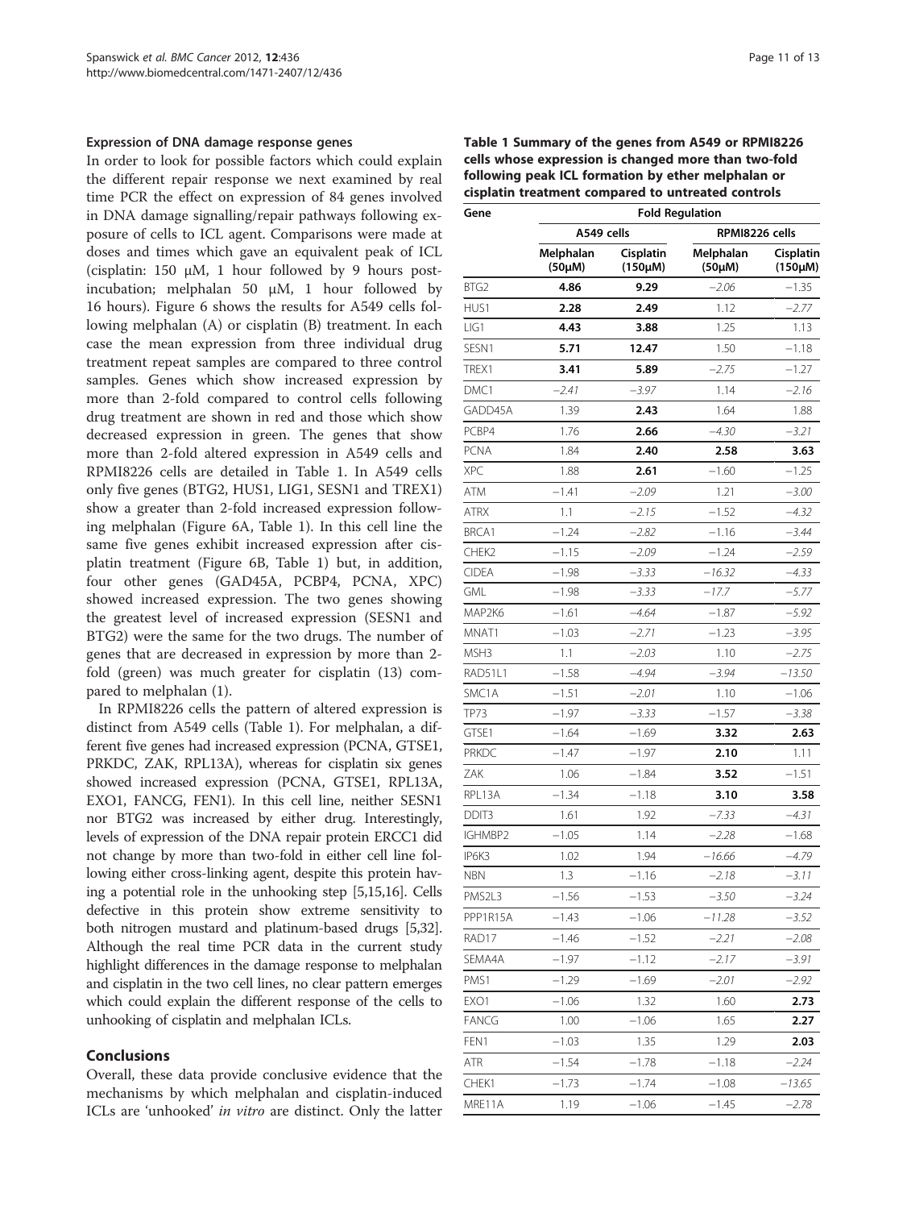### Expression of DNA damage response genes

In order to look for possible factors which could explain the different repair response we next examined by real time PCR the effect on expression of 84 genes involved in DNA damage signalling/repair pathways following exposure of cells to ICL agent. Comparisons were made at doses and times which gave an equivalent peak of ICL (cisplatin: 150 μM, 1 hour followed by 9 hours post-incubation; melphalan 50 μM, 1 hour followed by 16 hours). Figure 6 shows the results for A549 cells following melphalan (A) or cisplatin (B) treatment. In each case the mean expression from three individual drug treatment repeat samples are compared to three control samples. Genes which show increased expression by more than 2-fold compared to control cells following drug treatment are shown in red and those which show decreased expression in green. The genes that show more than 2-fold altered expression in A549 cells and RPMI8226 cells are detailed in Table 1. In A549 cells only five genes (BTG2, HUS1, LIG1, SESN1 and TREX1) show a greater than 2-fold increased expression following melphalan (Figure 6A, Table 1). In this cell line the same five genes exhibit increased expression after cisplatin treatment (Figure 6B, Table 1) but, in addition, four other genes (GAD45A, PCBP4, PCNA, XPC) showed increased expression. The two genes showing the greatest level of increased expression (SESN1 and BTG2) were the same for the two drugs. The number of genes that are decreased in expression by more than 2-fold (green) was much greater for cisplatin (13) compared to melphalan (1).

In RPMI8226 cells the pattern of altered expression is distinct from A549 cells (Table 1). For melphalan, a different five genes had increased expression (PCNA, GTSE1, PRKDC, ZAK, RPL13A), whereas for cisplatin six genes showed increased expression (PCNA, GTSE1, RPL13A, EXO1, FANCG, FEN1). In this cell line, neither SESN1 nor BTG2 was increased by either drug. Interestingly, levels of expression of the DNA repair protein ERCC1 did not change by more than two-fold in either cell line following either cross-linking agent, despite this protein having a potential role in the unhooking step [5,15,16]. Cells defective in this protein show extreme sensitivity to both nitrogen mustard and platinum-based drugs [5,32]. Although the real time PCR data in the current study highlight differences in the damage response to melphalan and cisplatin in the two cell lines, no clear pattern emerges which could explain the different response of the cells to unhooking of cisplatin and melphalan ICLs.

**Table 1 Summary of the genes from A549 or RPMI8226 cells whose expression is changed more than two-fold following peak ICL formation by ether melphalan or cisplatin treatment compared to untreated controls**

| Gene | Fold Regulation | | | |
|---|---|---|---|---|
| | A549 cells | | RPMI8226 cells | |
| | Melphalan (50μM) | Cisplatin (150μM) | Melphalan (50μM) | Cisplatin (150μM) |
| BTG2 | **4.86** | **9.29** | *−2.06* | −1.35 |
| HUS1 | **2.28** | **2.49** | 1.12 | *−2.77* |
| LIG1 | **4.43** | **3.88** | 1.25 | 1.13 |
| SESN1 | **5.71** | **12.47** | 1.50 | −1.18 |
| TREX1 | **3.41** | **5.89** | *−2.75* | −1.27 |
| DMC1 | *−2.41* | *−3.97* | 1.14 | *−2.16* |
| GADD45A | 1.39 | **2.43** | 1.64 | 1.88 |
| PCBP4 | 1.76 | **2.66** | *−4.30* | *−3.21* |
| PCNA | 1.84 | **2.40** | **2.58** | **3.63** |
| XPC | 1.88 | **2.61** | −1.60 | −1.25 |
| ATM | −1.41 | *−2.09* | 1.21 | *−3.00* |
| ATRX | 1.1 | *−2.15* | −1.52 | *−4.32* |
| BRCA1 | −1.24 | *−2.82* | −1.16 | *−3.44* |
| CHEK2 | −1.15 | *−2.09* | −1.24 | *−2.59* |
| CIDEA | −1.98 | *−3.33* | *−16.32* | *−4.33* |
| GML | −1.98 | *−3.33* | *−17.7* | *−5.77* |
| MAP2K6 | −1.61 | *−4.64* | −1.87 | *−5.92* |
| MNAT1 | −1.03 | *−2.71* | −1.23 | *−3.95* |
| MSH3 | 1.1 | *−2.03* | 1.10 | *−2.75* |
| RAD51L1 | −1.58 | *−4.94* | *−3.94* | *−13.50* |
| SMC1A | −1.51 | *−2.01* | 1.10 | −1.06 |
| TP73 | −1.97 | *−3.33* | −1.57 | *−3.38* |
| GTSE1 | −1.64 | −1.69 | **3.32** | **2.63** |
| PRKDC | −1.47 | −1.97 | **2.10** | 1.11 |
| ZAK | 1.06 | −1.84 | **3.52** | −1.51 |
| RPL13A | −1.34 | −1.18 | **3.10** | **3.58** |
| DDIT3 | 1.61 | 1.92 | *−7.33* | *−4.31* |
| IGHMBP2 | −1.05 | 1.14 | *−2.28* | −1.68 |
| IP6K3 | 1.02 | 1.94 | *−16.66* | *−4.79* |
| NBN | 1.3 | −1.16 | *−2.18* | *−3.11* |
| PMS2L3 | −1.56 | −1.53 | *−3.50* | *−3.24* |
| PPP1R15A | −1.43 | −1.06 | *−11.28* | *−3.52* |
| RAD17 | −1.46 | −1.52 | *−2.21* | *−2.08* |
| SEMA4A | −1.97 | −1.12 | *−2.17* | *−3.91* |
| PMS1 | −1.29 | −1.69 | *−2.01* | *−2.92* |
| EXO1 | −1.06 | 1.32 | 1.60 | **2.73** |
| FANCG | 1.00 | −1.06 | 1.65 | **2.27** |
| FEN1 | −1.03 | 1.35 | 1.29 | **2.03** |
| ATR | −1.54 | −1.78 | −1.18 | *−2.24* |
| CHEK1 | −1.73 | −1.74 | −1.08 | *−13.65* |
| MRE11A | 1.19 | −1.06 | −1.45 | *−2.78* |

## Conclusions

Overall, these data provide conclusive evidence that the mechanisms by which melphalan and cisplatin-induced ICLs are 'unhooked' *in vitro* are distinct. Only the latter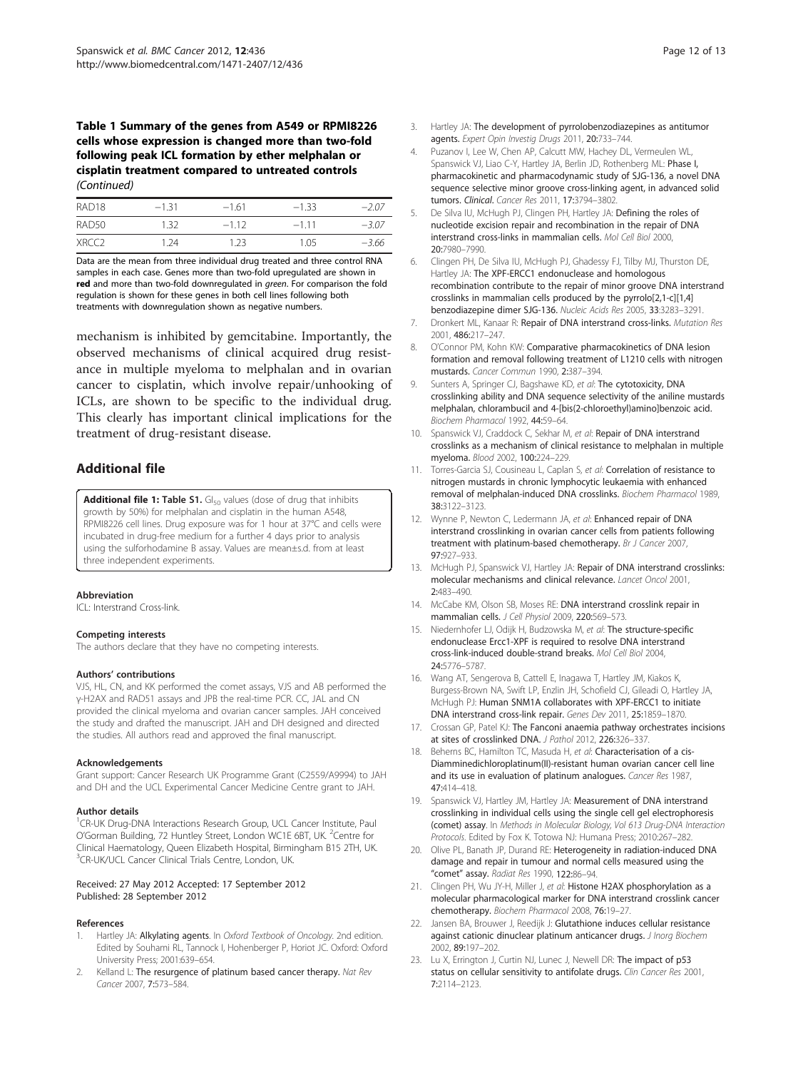**Table 1 Summary of the genes from A549 or RPMI8226 cells whose expression is changed more than two-fold following peak ICL formation by ether melphalan or cisplatin treatment compared to untreated controls** *(Continued)*

| | | | | |
|---|---|---|---|---|
| RAD18 | −1.31 | −1.61 | −1.33 | *−2.07* |
| RAD50 | 1.32 | −1.12 | −1.11 | *−3.07* |
| XRCC2 | 1.24 | 1.23 | 1.05 | *−3.66* |

Data are the mean from three individual drug treated and three control RNA samples in each case. Genes more than two-fold upregulated are shown in **red** and more than two-fold downregulated in *green*. For comparison the fold regulation is shown for these genes in both cell lines following both treatments with downregulation shown as negative numbers.

mechanism is inhibited by gemcitabine. Importantly, the observed mechanisms of clinical acquired drug resistance in multiple myeloma to melphalan and in ovarian cancer to cisplatin, which involve repair/unhooking of ICLs, are shown to be specific to the individual drug. This clearly has important clinical implications for the treatment of drug-resistant disease.

## Additional file

**Additional file 1: Table S1.** $GI_{50}$ values (dose of drug that inhibits growth by 50%) for melphalan and cisplatin in the human A548, RPMI8226 cell lines. Drug exposure was for 1 hour at 37°C and cells were incubated in drug-free medium for a further 4 days prior to analysis using the sulforhodamine B assay. Values are mean±s.d. from at least three independent experiments.

#### Abbreviation

ICL: Interstrand Cross-link.

#### Competing interests

The authors declare that they have no competing interests.

#### Authors' contributions

VJS, HL, CN, and KK performed the comet assays, VJS and AB performed the γ-H2AX and RAD51 assays and JPB the real-time PCR. CC, JAL and CN provided the clinical myeloma and ovarian cancer samples. JAH conceived the study and drafted the manuscript. JAH and DH designed and directed the studies. All authors read and approved the final manuscript.

#### Acknowledgements

Grant support: Cancer Research UK Programme Grant (C2559/A9994) to JAH and DH and the UCL Experimental Cancer Medicine Centre grant to JAH.

#### Author details

[1]CR-UK Drug-DNA Interactions Research Group, UCL Cancer Institute, Paul O'Gorman Building, 72 Huntley Street, London WC1E 6BT, UK. [2]Centre for Clinical Haematology, Queen Elizabeth Hospital, Birmingham B15 2TH, UK. [3]CR-UK/UCL Cancer Clinical Trials Centre, London, UK.

Received: 27 May 2012 Accepted: 17 September 2012
Published: 28 September 2012

#### References

1. Hartley JA: **Alkylating agents**. In *Oxford Textbook of Oncology*. 2nd edition. Edited by Souhami RL, Tannock I, Hohenberger P, Horiot JC. Oxford: Oxford University Press; 2001:639–654.
2. Kelland L: **The resurgence of platinum based cancer therapy.** *Nat Rev Cancer* 2007, **7**:573–584.
3. Hartley JA: **The development of pyrrolobenzodiazepines as antitumor agents.** *Expert Opin Investig Drugs* 2011, **20**:733–744.
4. Puzanov I, Lee W, Chen AP, Calcutt MW, Hachey DL, Vermeulen WL, Spanswick VJ, Liao C-Y, Hartley JA, Berlin JD, Rothenberg ML: **Phase I, pharmacokinetic and pharmacodynamic study of SJG-136, a novel DNA sequence selective minor groove cross-linking agent, in advanced solid tumors. Clinical.** *Cancer Res* 2011, **17**:3794–3802.
5. De Silva IU, McHugh PJ, Clingen PH, Hartley JA: **Defining the roles of nucleotide excision repair and recombination in the repair of DNA interstrand cross-links in mammalian cells.** *Mol Cell Biol* 2000, **20**:7980–7990.
6. Clingen PH, De Silva IU, McHugh PJ, Ghadessy FJ, Tilby MJ, Thurston DE, Hartley JA: **The XPF-ERCC1 endonuclease and homologous recombination contribute to the repair of minor groove DNA interstrand crosslinks in mammalian cells produced by the pyrrolo[2,1-c][1,4] benzodiazepine dimer SJG-136.** *Nucleic Acids Res* 2005, **33**:3283–3291.
7. Dronkert ML, Kanaar R: **Repair of DNA interstrand cross-links.** *Mutation Res* 2001, **486**:217–247.
8. O'Connor PM, Kohn KW: **Comparative pharmacokinetics of DNA lesion formation and removal following treatment of L1210 cells with nitrogen mustards.** *Cancer Commun* 1990, **2**:387–394.
9. Sunters A, Springer CJ, Bagshawe KD, *et al*: **The cytotoxicity, DNA crosslinking ability and DNA sequence selectivity of the aniline mustards melphalan, chlorambucil and 4-[bis(2-chloroethyl)amino]benzoic acid.** *Biochem Pharmacol* 1992, **44**:59–64.
10. Spanswick VJ, Craddock C, Sekhar M, *et al*: **Repair of DNA interstrand crosslinks as a mechanism of clinical resistance to melphalan in multiple myeloma.** *Blood* 2002, **100**:224–229.
11. Torres-Garcia SJ, Cousineau L, Caplan S, *et al*: **Correlation of resistance to nitrogen mustards in chronic lymphocytic leukaemia with enhanced removal of melphalan-induced DNA crosslinks.** *Biochem Pharmacol* 1989, **38**:3122–3123.
12. Wynne P, Newton C, Ledermann JA, *et al*: **Enhanced repair of DNA interstrand crosslinking in ovarian cancer cells from patients following treatment with platinum-based chemotherapy.** *Br J Cancer* 2007, **97**:927–933.
13. McHugh PJ, Spanswick VJ, Hartley JA: **Repair of DNA interstrand crosslinks: molecular mechanisms and clinical relevance.** *Lancet Oncol* 2001, **2**:483–490.
14. McCabe KM, Olson SB, Moses RE: **DNA interstrand crosslink repair in mammalian cells.** *J Cell Physiol* 2009, **220**:569–573.
15. Niedernhofer LJ, Odijk H, Budzowska M, *et al*: **The structure-specific endonuclease Ercc1-XPF is required to resolve DNA interstrand cross-link-induced double-strand breaks.** *Mol Cell Biol* 2004, **24**:5776–5787.
16. Wang AT, Sengerova B, Cattell E, Inagawa T, Hartley JM, Kiakos K, Burgess-Brown NA, Swift LP, Enzlin JH, Schofield CJ, Gileadi O, Hartley JA, McHugh PJ: **Human SNM1A collaborates with XPF-ERCC1 to initiate DNA interstrand cross-link repair.** *Genes Dev* 2011, **25**:1859–1870.
17. Crossan GP, Patel KJ: **The Fanconi anaemia pathway orchestrates incisions at sites of crosslinked DNA.** *J Pathol* 2012, **226**:326–337.
18. Beherns BC, Hamilton TC, Masuda H, *et al*: **Characterisation of a cis-Diamminedichloroplatinum(II)-resistant human ovarian cancer cell line and its use in evaluation of platinum analogues.** *Cancer Res* 1987, **47**:414–418.
19. Spanswick VJ, Hartley JM, Hartley JA: **Measurement of DNA interstrand crosslinking in individual cells using the single cell gel electrophoresis (comet) assay.** In *Methods in Molecular Biology, Vol 613 Drug-DNA Interaction Protocols*. Edited by Fox K. Totowa NJ: Humana Press; 2010:267–282.
20. Olive PL, Banath JP, Durand RE: **Heterogeneity in radiation-induced DNA damage and repair in tumour and normal cells measured using the "comet" assay.** *Radiat Res* 1990, **122**:86–94.
21. Clingen PH, Wu JY-H, Miller J, *et al*: **Histone H2AX phosphorylation as a molecular pharmacological marker for DNA interstrand crosslink cancer chemotherapy.** *Biochem Pharmacol* 2008, **76**:19–27.
22. Jansen BA, Brouwer J, Reedijk J: **Glutathione induces cellular resistance against cationic dinuclear platinum anticancer drugs.** *J Inorg Biochem* 2002, **89**:197–202.
23. Lu X, Errington J, Curtin NJ, Lunec J, Newell DR: **The impact of p53 status on cellular sensitivity to antifolate drugs.** *Clin Cancer Res* 2001, **7**:2114–2123.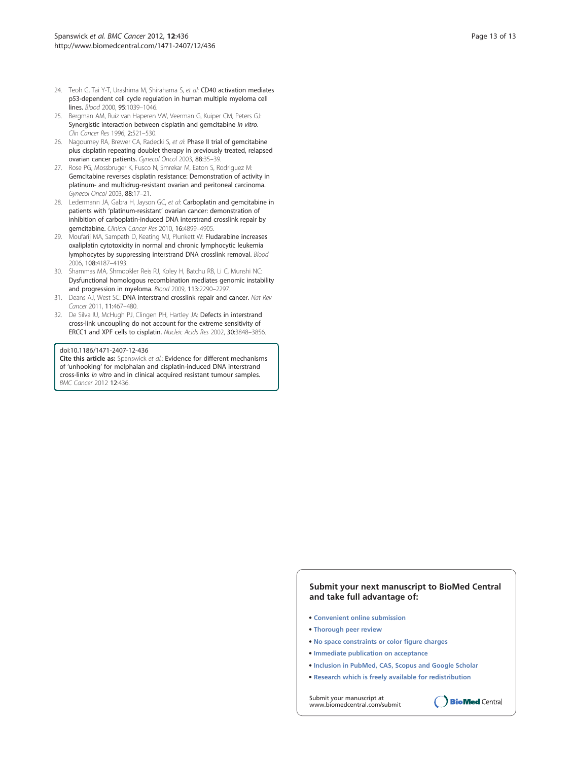24. Teoh G, Tai Y-T, Urashima M, Shirahama S, *et al*: **CD40 activation mediates p53-dependent cell cycle regulation in human multiple myeloma cell lines.** *Blood* 2000, **95:**1039–1046.
25. Bergman AM, Ruiz van Haperen VW, Veerman G, Kuiper CM, Peters GJ: **Synergistic interaction between cisplatin and gemcitabine *in vitro*.** *Clin Cancer Res* 1996, **2:**521–530.
26. Nagourney RA, Brewer CA, Radecki S, *et al*: **Phase II trial of gemcitabine plus cisplatin repeating doublet therapy in previously treated, relapsed ovarian cancer patients.** *Gynecol Oncol* 2003, **88:**35–39.
27. Rose PG, Mossbruger K, Fusco N, Smrekar M, Eaton S, Rodriguez M: **Gemcitabine reverses cisplatin resistance: Demonstration of activity in platinum- and multidrug-resistant ovarian and peritoneal carcinoma.** *Gynecol Oncol* 2003, **88:**17–21.
28. Ledermann JA, Gabra H, Jayson GC, *et al*: **Carboplatin and gemcitabine in patients with 'platinum-resistant' ovarian cancer: demonstration of inhibition of carboplatin-induced DNA interstrand crosslink repair by gemcitabine.** *Clinical Cancer Res* 2010, **16:**4899–4905.
29. Moufarij MA, Sampath D, Keating MJ, Plunkett W: **Fludarabine increases oxaliplatin cytotoxicity in normal and chronic lymphocytic leukemia lymphocytes by suppressing interstrand DNA crosslink removal.** *Blood* 2006, **108:**4187–4193.
30. Shammas MA, Shmookler Reis RJ, Koley H, Batchu RB, Li C, Munshi NC: **Dysfunctional homologous recombination mediates genomic instability and progression in myeloma.** *Blood* 2009, **113:**2290–2297.
31. Deans AJ, West SC: **DNA interstrand crosslink repair and cancer.** *Nat Rev Cancer* 2011, **11:**467–480.
32. De Silva IU, McHugh PJ, Clingen PH, Hartley JA: **Defects in interstrand cross-link uncoupling do not account for the extreme sensitivity of ERCC1 and XPF cells to cisplatin.** *Nucleic Acids Res* 2002, **30:**3848–3856.

doi:10.1186/1471-2407-12-436

**Cite this article as:** Spanswick *et al.*: Evidence for different mechanisms of 'unhooking' for melphalan and cisplatin-induced DNA interstrand cross-links *in vitro* and in clinical acquired resistant tumour samples. *BMC Cancer* 2012 **12**:436.

**Submit your next manuscript to BioMed Central and take full advantage of:**

- **Convenient online submission**
- **Thorough peer review**
- **No space constraints or color figure charges**
- **Immediate publication on acceptance**
- **Inclusion in PubMed, CAS, Scopus and Google Scholar**
- **Research which is freely available for redistribution**

Submit your manuscript at www.biomedcentral.com/submit

BioMed Central